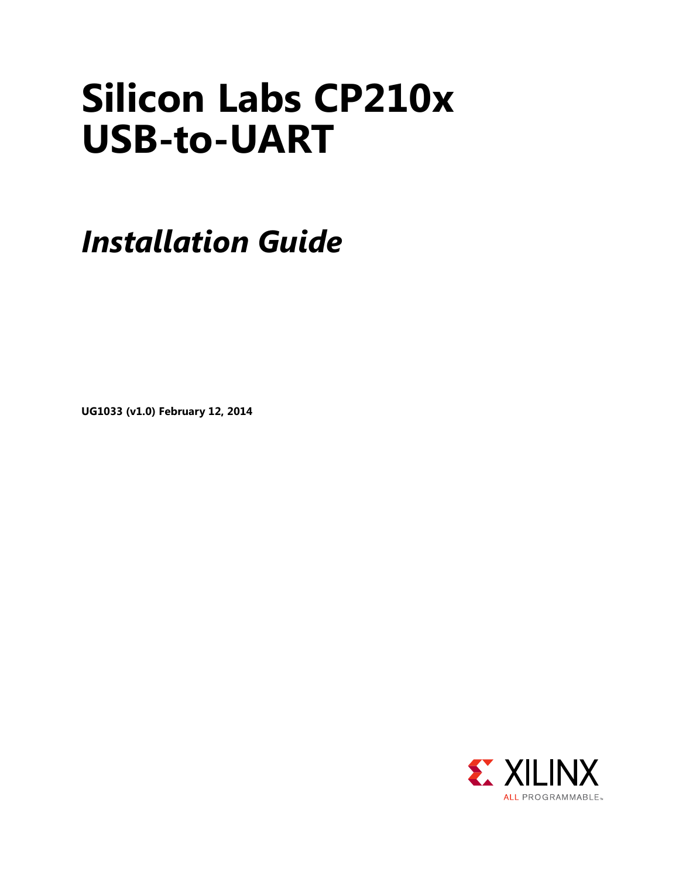# Silicon Labs CP210x USB-to-UART

## *Installation Guide*

**UG1033 (v1.0) February 12, 2014**

XILINX
ALL PROGRAMMABLE™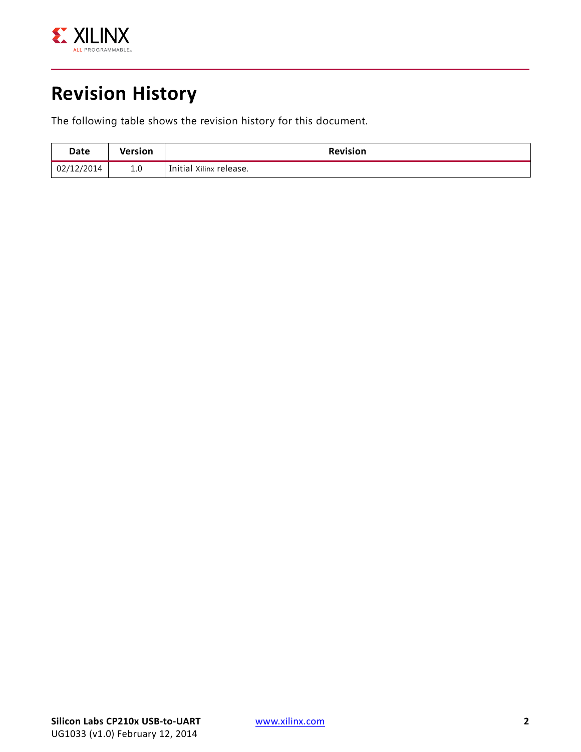# Revision History

The following table shows the revision history for this document.

| Date | Version | Revision |
|---|---|---|
| 02/12/2014 | 1.0 | Initial Xilinx release. |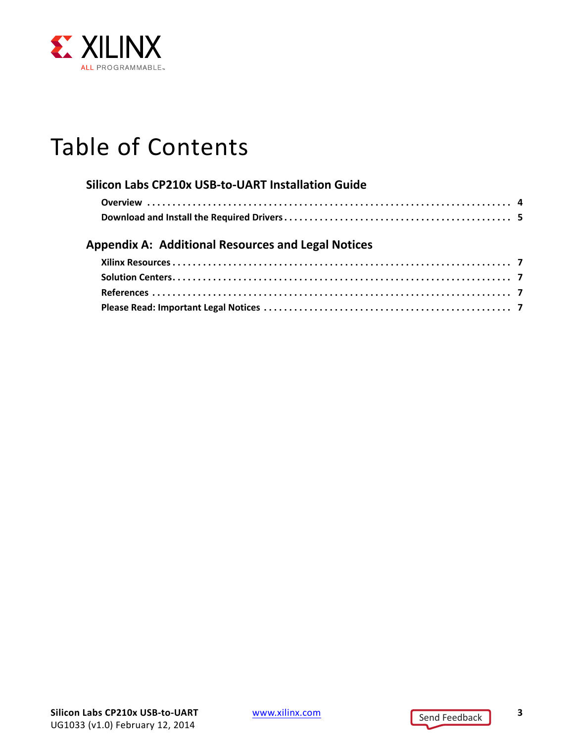# Table of Contents

## Silicon Labs CP210x USB-to-UART Installation Guide

**Overview** . . . . . . . . . . . . . . . . . . . . . . . . . . . . . . . . . . . . . . . . . . . . . . . . . . . . . . . . . . . . . . . . . . . . . . . 4

**Download and Install the Required Drivers** . . . . . . . . . . . . . . . . . . . . . . . . . . . . . . . . . . . . . . . . . . . . 5

## Appendix A: Additional Resources and Legal Notices

**Xilinx Resources** . . . . . . . . . . . . . . . . . . . . . . . . . . . . . . . . . . . . . . . . . . . . . . . . . . . . . . . . . . . . . . . . . 7

**Solution Centers** . . . . . . . . . . . . . . . . . . . . . . . . . . . . . . . . . . . . . . . . . . . . . . . . . . . . . . . . . . . . . . . . . 7

**References** . . . . . . . . . . . . . . . . . . . . . . . . . . . . . . . . . . . . . . . . . . . . . . . . . . . . . . . . . . . . . . . . . . . . . . 7

**Please Read: Important Legal Notices** . . . . . . . . . . . . . . . . . . . . . . . . . . . . . . . . . . . . . . . . . . . . . . . . 7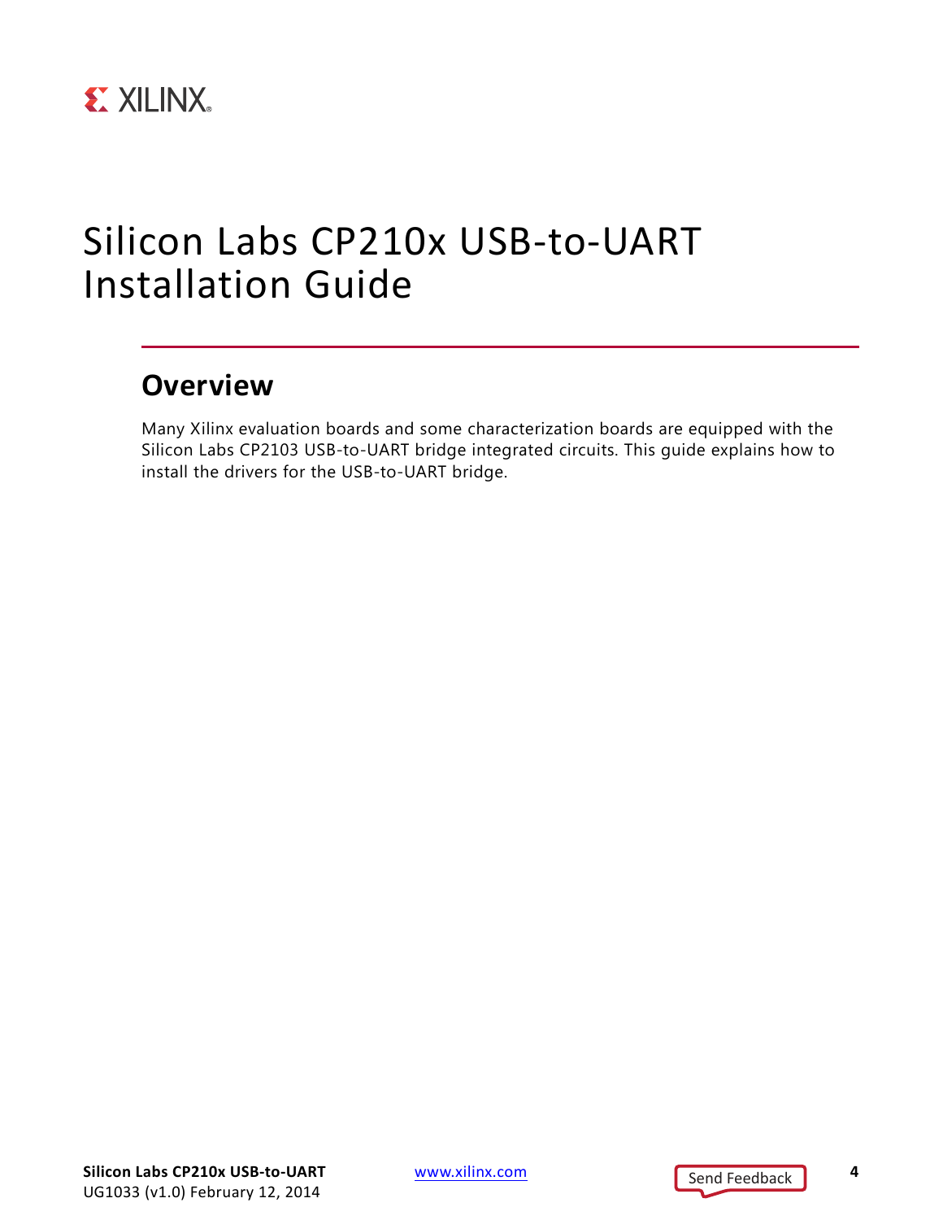# Silicon Labs CP210x USB-to-UART Installation Guide

## Overview

Many Xilinx evaluation boards and some characterization boards are equipped with the Silicon Labs CP2103 USB-to-UART bridge integrated circuits. This guide explains how to install the drivers for the USB-to-UART bridge.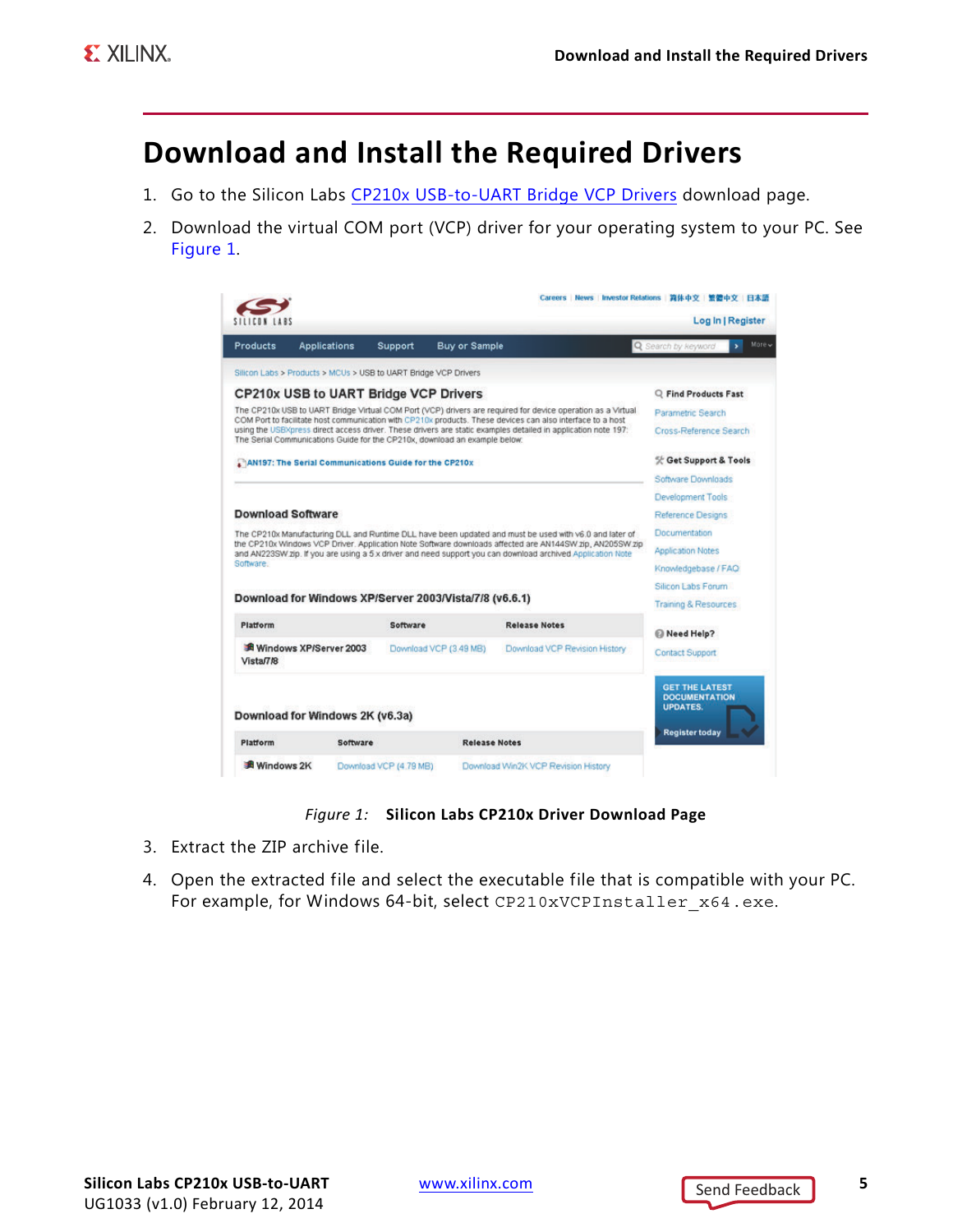# Download and Install the Required Drivers

1. Go to the Silicon Labs CP210x USB-to-UART Bridge VCP Drivers download page.
2. Download the virtual COM port (VCP) driver for your operating system to your PC. See Figure 1.

*Figure 1:* **Silicon Labs CP210x Driver Download Page**

3. Extract the ZIP archive file.
4. Open the extracted file and select the executable file that is compatible with your PC. For example, for Windows 64-bit, select `CP210xVCPInstaller_x64.exe`.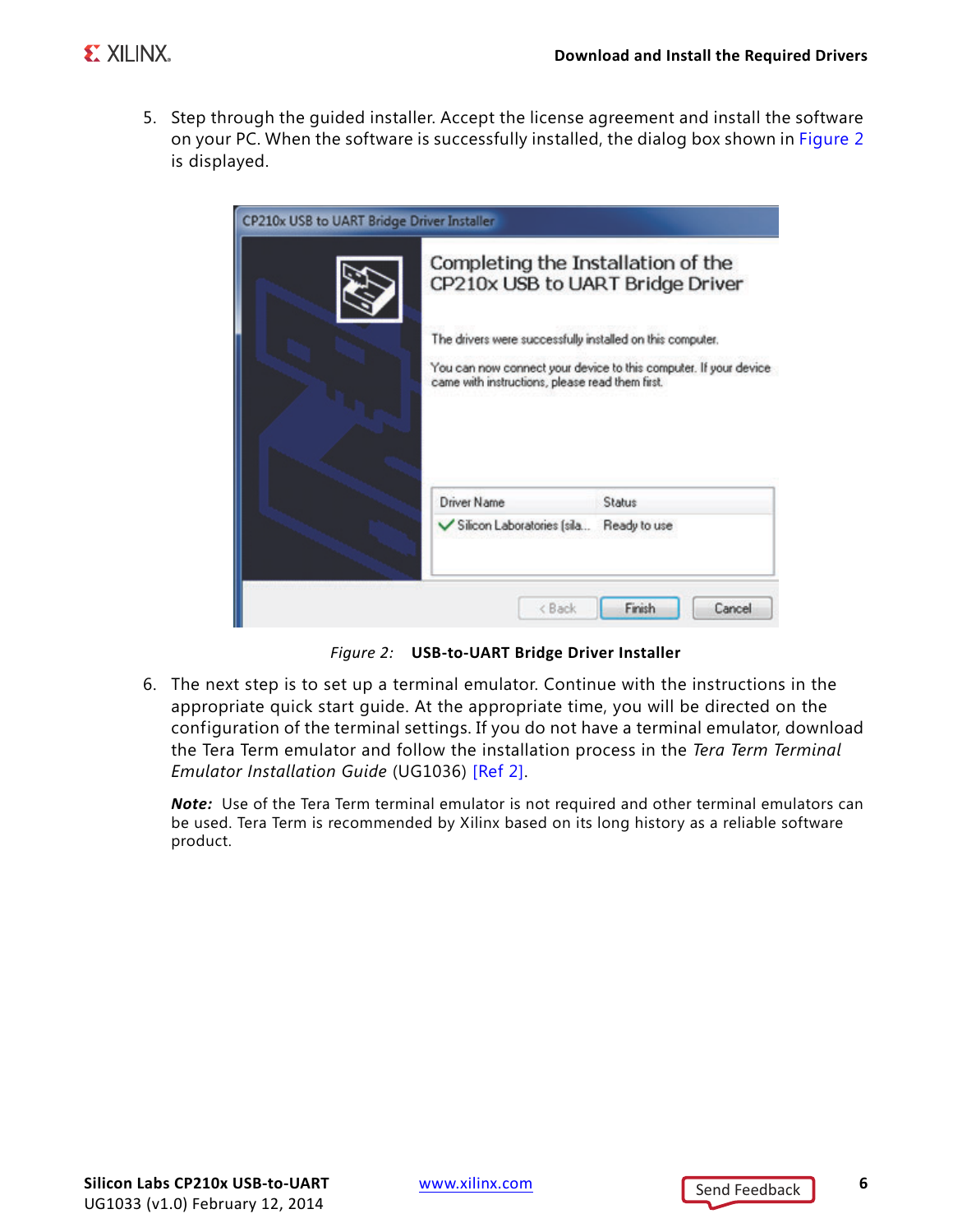5. Step through the guided installer. Accept the license agreement and install the software on your PC. When the software is successfully installed, the dialog box shown in Figure 2 is displayed.

*Figure 2:* **USB-to-UART Bridge Driver Installer**

6. The next step is to set up a terminal emulator. Continue with the instructions in the appropriate quick start guide. At the appropriate time, you will be directed on the configuration of the terminal settings. If you do not have a terminal emulator, download the Tera Term emulator and follow the installation process in the *Tera Term Terminal Emulator Installation Guide* (UG1036) [Ref 2].

   ***Note:*** Use of the Tera Term terminal emulator is not required and other terminal emulators can be used. Tera Term is recommended by Xilinx based on its long history as a reliable software product.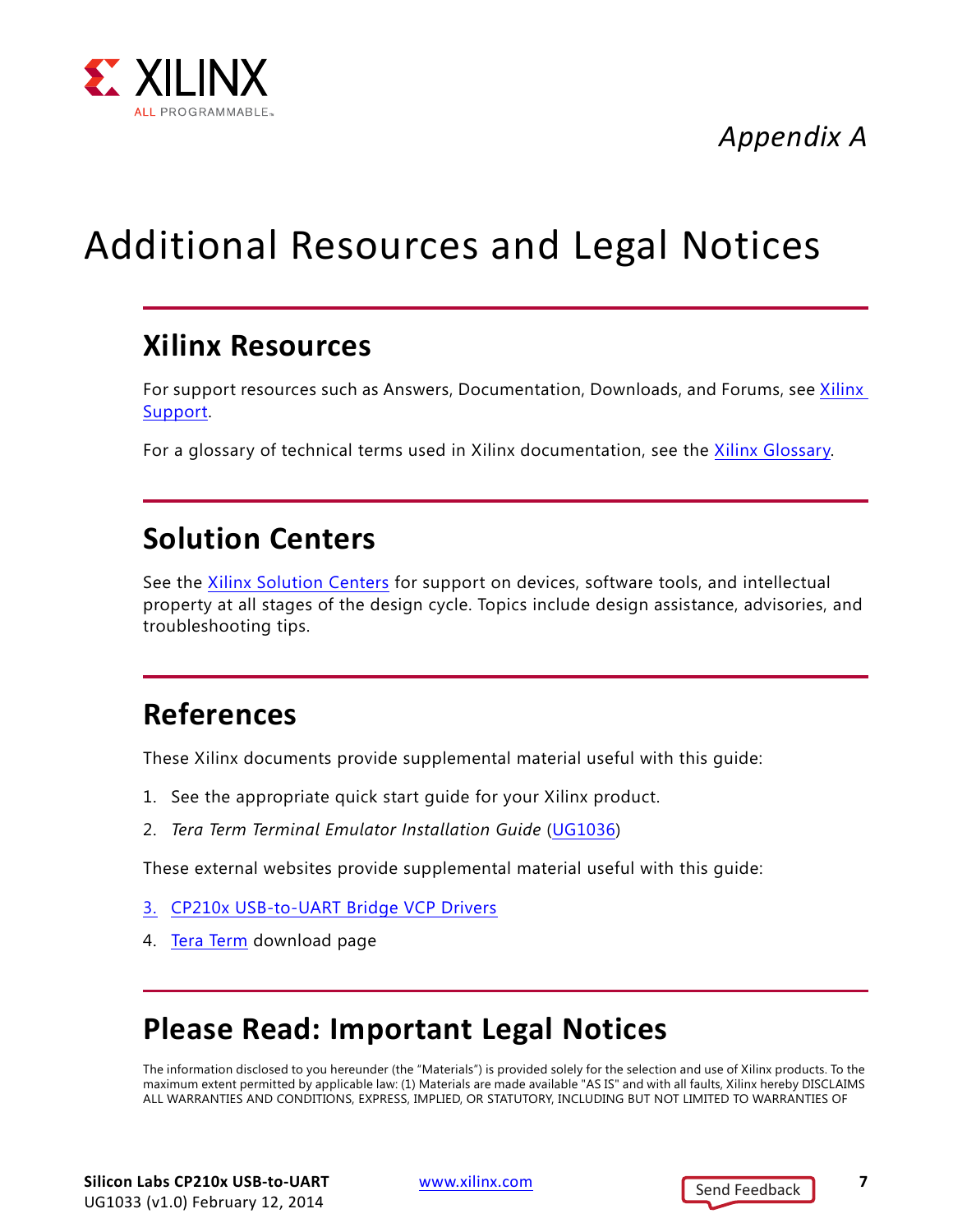*Appendix A*

# Additional Resources and Legal Notices

## Xilinx Resources

For support resources such as Answers, Documentation, Downloads, and Forums, see Xilinx Support.

For a glossary of technical terms used in Xilinx documentation, see the Xilinx Glossary.

## Solution Centers

See the Xilinx Solution Centers for support on devices, software tools, and intellectual property at all stages of the design cycle. Topics include design assistance, advisories, and troubleshooting tips.

## References

These Xilinx documents provide supplemental material useful with this guide:

1. See the appropriate quick start guide for your Xilinx product.
2. *Tera Term Terminal Emulator Installation Guide* (UG1036)

These external websites provide supplemental material useful with this guide:

3. CP210x USB-to-UART Bridge VCP Drivers
4. Tera Term download page

## Please Read: Important Legal Notices

The information disclosed to you hereunder (the "Materials") is provided solely for the selection and use of Xilinx products. To the maximum extent permitted by applicable law: (1) Materials are made available "AS IS" and with all faults, Xilinx hereby DISCLAIMS ALL WARRANTIES AND CONDITIONS, EXPRESS, IMPLIED, OR STATUTORY, INCLUDING BUT NOT LIMITED TO WARRANTIES OF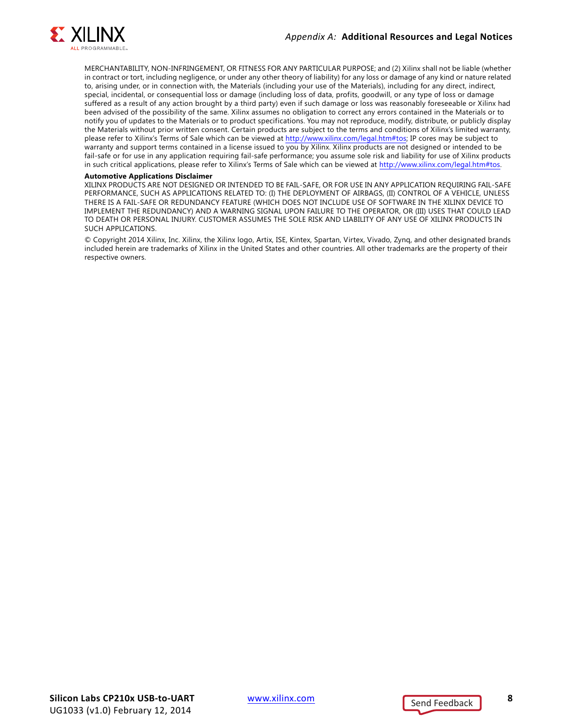MERCHANTABILITY, NON-INFRINGEMENT, OR FITNESS FOR ANY PARTICULAR PURPOSE; and (2) Xilinx shall not be liable (whether in contract or tort, including negligence, or under any other theory of liability) for any loss or damage of any kind or nature related to, arising under, or in connection with, the Materials (including your use of the Materials), including for any direct, indirect, special, incidental, or consequential loss or damage (including loss of data, profits, goodwill, or any type of loss or damage suffered as a result of any action brought by a third party) even if such damage or loss was reasonably foreseeable or Xilinx had been advised of the possibility of the same. Xilinx assumes no obligation to correct any errors contained in the Materials or to notify you of updates to the Materials or to product specifications. You may not reproduce, modify, distribute, or publicly display the Materials without prior written consent. Certain products are subject to the terms and conditions of Xilinx's limited warranty, please refer to Xilinx's Terms of Sale which can be viewed at http://www.xilinx.com/legal.htm#tos; IP cores may be subject to warranty and support terms contained in a license issued to you by Xilinx. Xilinx products are not designed or intended to be fail-safe or for use in any application requiring fail-safe performance; you assume sole risk and liability for use of Xilinx products in such critical applications, please refer to Xilinx's Terms of Sale which can be viewed at http://www.xilinx.com/legal.htm#tos.

**Automotive Applications Disclaimer**

XILINX PRODUCTS ARE NOT DESIGNED OR INTENDED TO BE FAIL-SAFE, OR FOR USE IN ANY APPLICATION REQUIRING FAIL-SAFE PERFORMANCE, SUCH AS APPLICATIONS RELATED TO: (I) THE DEPLOYMENT OF AIRBAGS, (II) CONTROL OF A VEHICLE, UNLESS THERE IS A FAIL-SAFE OR REDUNDANCY FEATURE (WHICH DOES NOT INCLUDE USE OF SOFTWARE IN THE XILINX DEVICE TO IMPLEMENT THE REDUNDANCY) AND A WARNING SIGNAL UPON FAILURE TO THE OPERATOR, OR (III) USES THAT COULD LEAD TO DEATH OR PERSONAL INJURY. CUSTOMER ASSUMES THE SOLE RISK AND LIABILITY OF ANY USE OF XILINX PRODUCTS IN SUCH APPLICATIONS.

© Copyright 2014 Xilinx, Inc. Xilinx, the Xilinx logo, Artix, ISE, Kintex, Spartan, Virtex, Vivado, Zynq, and other designated brands included herein are trademarks of Xilinx in the United States and other countries. All other trademarks are the property of their respective owners.